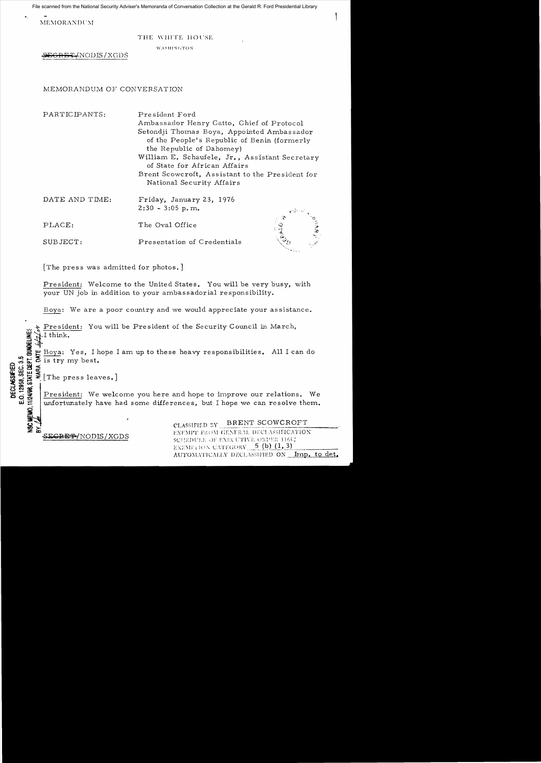File scanned from the National Security Adviser's Memoranda of Conversation Collection at the Gerald R. Ford Presidential Library

MEMORANDUM

THE WHITE HOUSE

WASHINGTON

~~SECRET~~/NODIS/XGDS

MEMORANDUM OF CONVERSATION

PARTICIPANTS: President Ford
Ambassador Henry Catto, Chief of Protocol
Setondji Thomas Boya, Appointed Ambassador of the People's Republic of Benin (formerly the Republic of Dahomey)
William E. Schaufele, Jr., Assistant Secretary of State for African Affairs
Brent Scowcroft, Assistant to the President for National Security Affairs

DATE AND TIME: Friday, January 23, 1976
2:30 - 3:05 p.m.

PLACE: The Oval Office

SUBJECT: Presentation of Credentials

[The press was admitted for photos.]

President: Welcome to the United States. You will be very busy, with your UN job in addition to your ambassadorial responsibility.

Boya: We are a poor country and we would appreciate your assistance.

President: You will be President of the Security Council in March, I think.

Boya: Yes, I hope I am up to these heavy responsibilities. All I can do is try my best.

[The press leaves.]

President: We welcome you here and hope to improve our relations. We unfortunately have had some differences, but I hope we can resolve them.

DECLASSIFIED
E.O. 12958, SEC. 3.5
NSC MEMO, 11/24/98, STATE DEPT. GUIDELINES
BY ___ NARA DATE ___

~~SECRET~~/NODIS/XGDS

CLASSIFIED BY BRENT SCOWCROFT
EXEMPT FROM GENERAL DECLASSIFICATION
SCHEDULE OF EXECUTIVE ORDER 11652
EXEMPTION CATEGORY 5 (b) (1, 3)
AUTOMATICALLY DECLASSIFIED ON Imp. to det.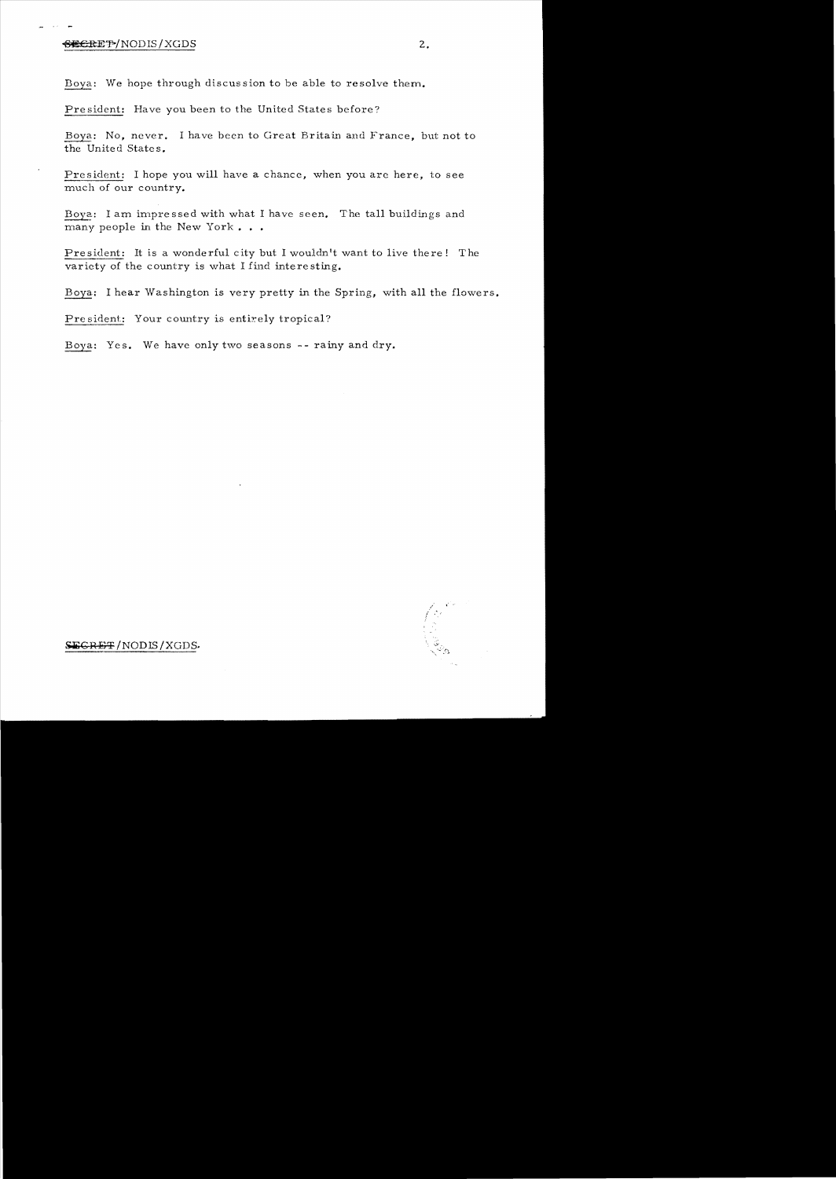Boya: We hope through discussion to be able to resolve them.

President: Have you been to the United States before?

Boya: No, never. I have been to Great Britain and France, but not to the United States.

President: I hope you will have a chance, when you are here, to see much of our country.

Boya: I am impressed with what I have seen. The tall buildings and many people in the New York . . .

President: It is a wonderful city but I wouldn't want to live there! The variety of the country is what I find interesting.

Boya: I hear Washington is very pretty in the Spring, with all the flowers.

President: Your country is entirely tropical?

Boya: Yes. We have only two seasons -- rainy and dry.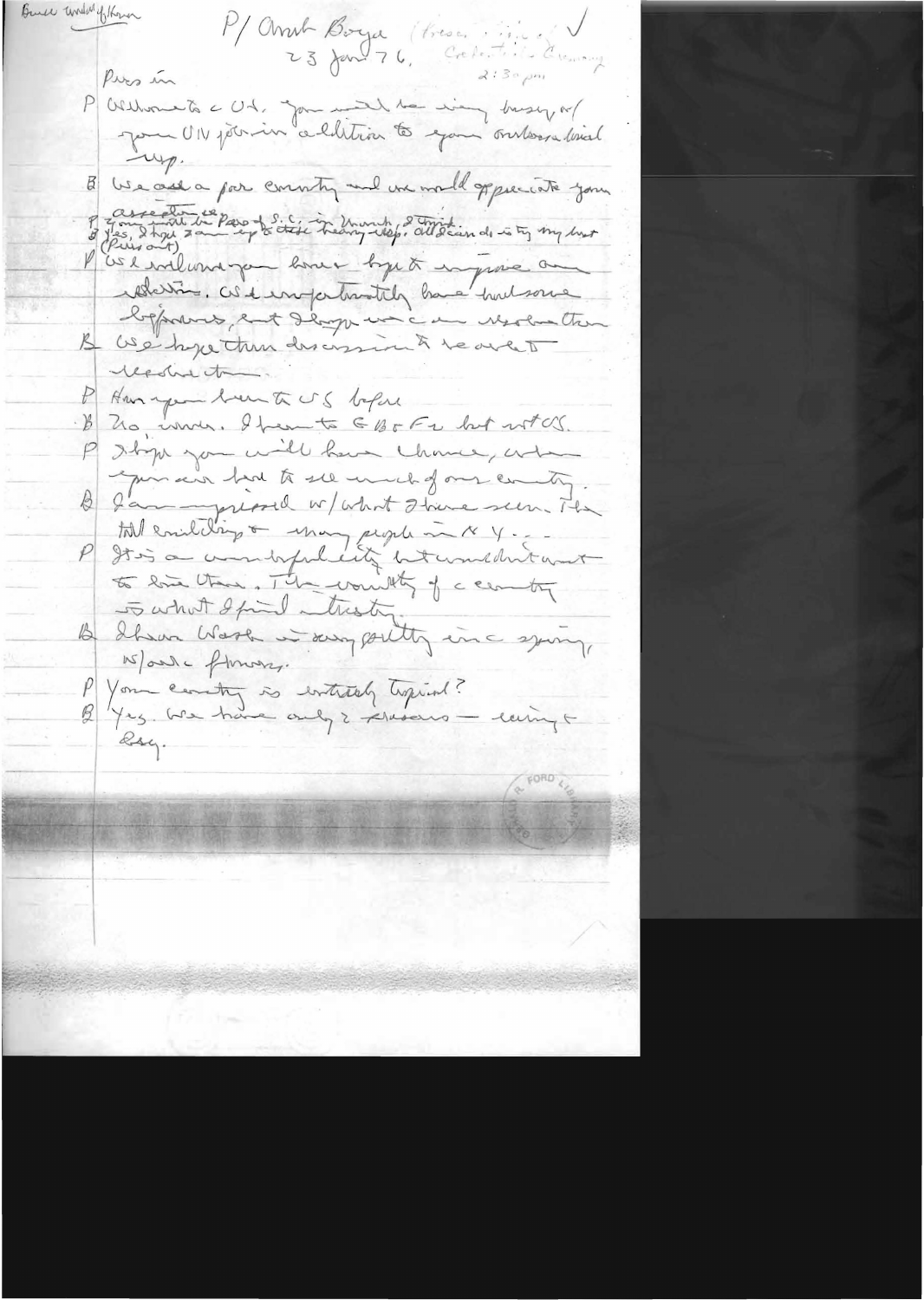Brent Scowcroft/Kenn

P/ Amb Boya (Pres. Office) ✓
23 Jan 76, Credentials Ceremony
2:30 pm

Press in

P Welcome to the U.S. You will be very busy w/ your UN job in addition to your ambassadorial job.

B We are a poor country and we would appreciate your assistance.

P You will be Pres of S.C. in March, I think.

B Yes, I hope I am up to these heavy resp. All I can do is try my best.

(Press out)

P We welcome you here & hope to improve our relations. We unfortunately have had some differences, but I hope we can resolve them.

B We hope these discussions to be able to resolve them.

P Have you been to US before

B No, never. I have been to GB & Fr but not US.

P I hope you will have chance, when you are here to see much of our country.

B I am impressed w/ what I have seen. The tall buildings & many people in N.Y. . .

P It's a wonderful city but wouldn't want to live there. The vastness of the country is what I find interesting.

B I hear Wash is very pretty in the spring, w/ all the flowers.

P Your country is entirely tropical?

B Yes. We have only 2 seasons — rainy & dry.